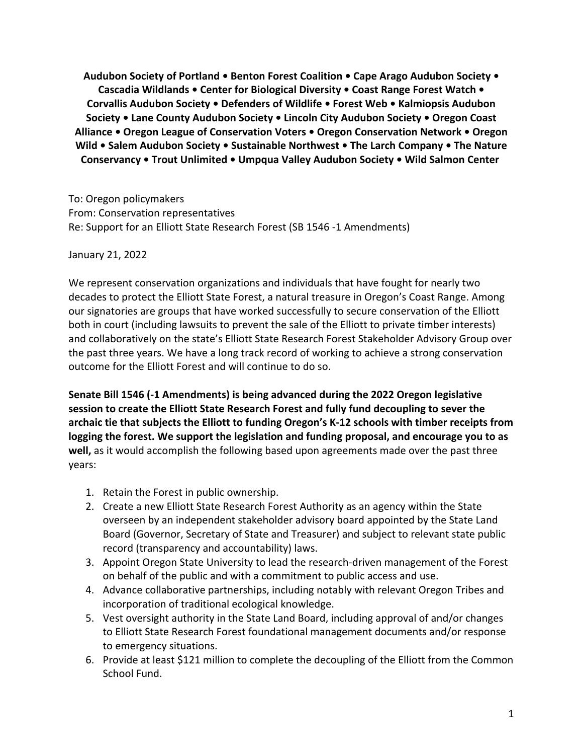**Audubon Society of Portland • Benton Forest Coalition • Cape Arago Audubon Society • Cascadia Wildlands • Center for Biological Diversity • Coast Range Forest Watch • Corvallis Audubon Society • Defenders of Wildlife • Forest Web • Kalmiopsis Audubon Society • Lane County Audubon Society • Lincoln City Audubon Society • Oregon Coast Alliance • Oregon League of Conservation Voters • Oregon Conservation Network • Oregon Wild • Salem Audubon Society • Sustainable Northwest • The Larch Company • The Nature Conservancy • Trout Unlimited • Umpqua Valley Audubon Society • Wild Salmon Center**

To: Oregon policymakers
From: Conservation representatives
Re: Support for an Elliott State Research Forest (SB 1546 -1 Amendments)

January 21, 2022

We represent conservation organizations and individuals that have fought for nearly two decades to protect the Elliott State Forest, a natural treasure in Oregon's Coast Range. Among our signatories are groups that have worked successfully to secure conservation of the Elliott both in court (including lawsuits to prevent the sale of the Elliott to private timber interests) and collaboratively on the state's Elliott State Research Forest Stakeholder Advisory Group over the past three years. We have a long track record of working to achieve a strong conservation outcome for the Elliott Forest and will continue to do so.

**Senate Bill 1546 (-1 Amendments) is being advanced during the 2022 Oregon legislative session to create the Elliott State Research Forest and fully fund decoupling to sever the archaic tie that subjects the Elliott to funding Oregon's K-12 schools with timber receipts from logging the forest. We support the legislation and funding proposal, and encourage you to as well,** as it would accomplish the following based upon agreements made over the past three years:

1. Retain the Forest in public ownership.
2. Create a new Elliott State Research Forest Authority as an agency within the State overseen by an independent stakeholder advisory board appointed by the State Land Board (Governor, Secretary of State and Treasurer) and subject to relevant state public record (transparency and accountability) laws.
3. Appoint Oregon State University to lead the research-driven management of the Forest on behalf of the public and with a commitment to public access and use.
4. Advance collaborative partnerships, including notably with relevant Oregon Tribes and incorporation of traditional ecological knowledge.
5. Vest oversight authority in the State Land Board, including approval of and/or changes to Elliott State Research Forest foundational management documents and/or response to emergency situations.
6. Provide at least $121 million to complete the decoupling of the Elliott from the Common School Fund.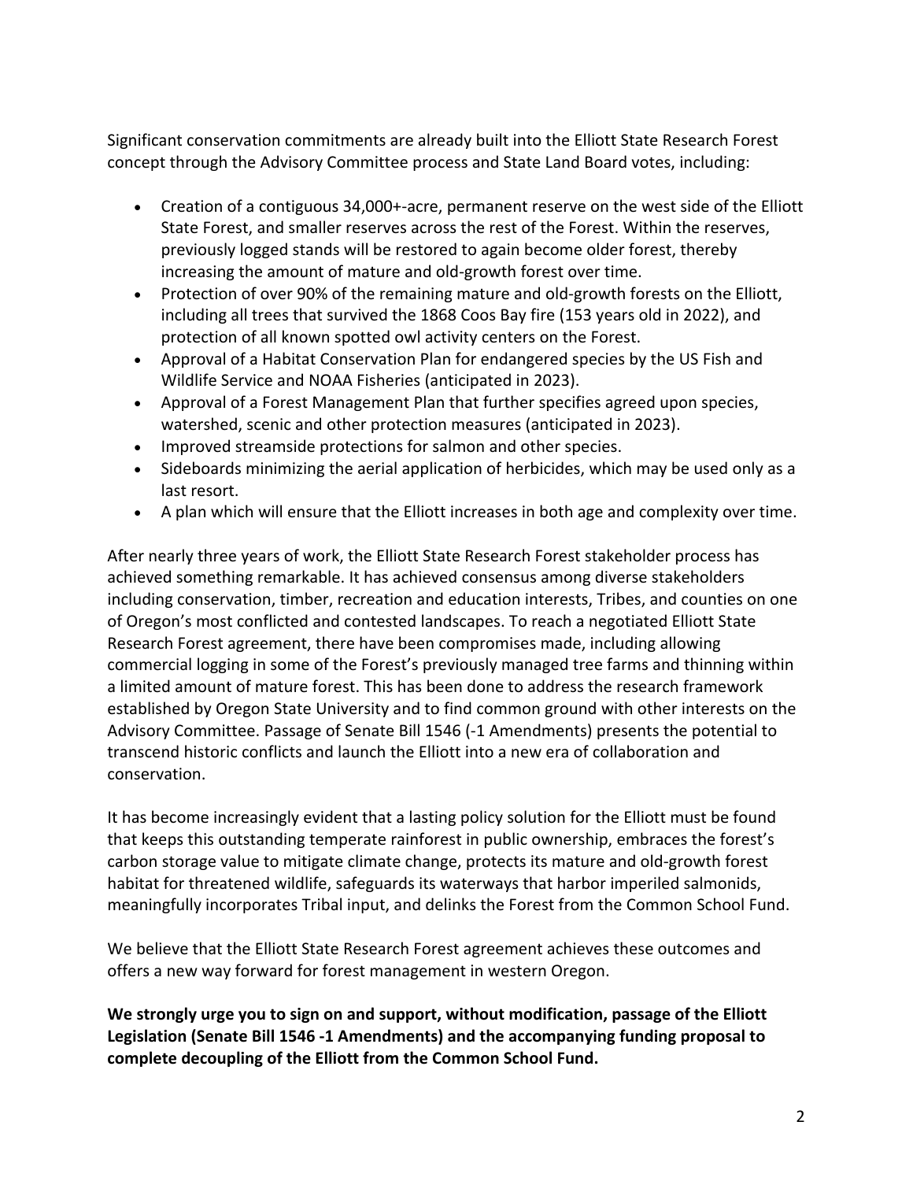Significant conservation commitments are already built into the Elliott State Research Forest concept through the Advisory Committee process and State Land Board votes, including:

- Creation of a contiguous 34,000+-acre, permanent reserve on the west side of the Elliott State Forest, and smaller reserves across the rest of the Forest. Within the reserves, previously logged stands will be restored to again become older forest, thereby increasing the amount of mature and old-growth forest over time.
- Protection of over 90% of the remaining mature and old-growth forests on the Elliott, including all trees that survived the 1868 Coos Bay fire (153 years old in 2022), and protection of all known spotted owl activity centers on the Forest.
- Approval of a Habitat Conservation Plan for endangered species by the US Fish and Wildlife Service and NOAA Fisheries (anticipated in 2023).
- Approval of a Forest Management Plan that further specifies agreed upon species, watershed, scenic and other protection measures (anticipated in 2023).
- Improved streamside protections for salmon and other species.
- Sideboards minimizing the aerial application of herbicides, which may be used only as a last resort.
- A plan which will ensure that the Elliott increases in both age and complexity over time.

After nearly three years of work, the Elliott State Research Forest stakeholder process has achieved something remarkable. It has achieved consensus among diverse stakeholders including conservation, timber, recreation and education interests, Tribes, and counties on one of Oregon's most conflicted and contested landscapes. To reach a negotiated Elliott State Research Forest agreement, there have been compromises made, including allowing commercial logging in some of the Forest's previously managed tree farms and thinning within a limited amount of mature forest. This has been done to address the research framework established by Oregon State University and to find common ground with other interests on the Advisory Committee. Passage of Senate Bill 1546 (-1 Amendments) presents the potential to transcend historic conflicts and launch the Elliott into a new era of collaboration and conservation.

It has become increasingly evident that a lasting policy solution for the Elliott must be found that keeps this outstanding temperate rainforest in public ownership, embraces the forest's carbon storage value to mitigate climate change, protects its mature and old-growth forest habitat for threatened wildlife, safeguards its waterways that harbor imperiled salmonids, meaningfully incorporates Tribal input, and delinks the Forest from the Common School Fund.

We believe that the Elliott State Research Forest agreement achieves these outcomes and offers a new way forward for forest management in western Oregon.

**We strongly urge you to sign on and support, without modification, passage of the Elliott Legislation (Senate Bill 1546 -1 Amendments) and the accompanying funding proposal to complete decoupling of the Elliott from the Common School Fund.**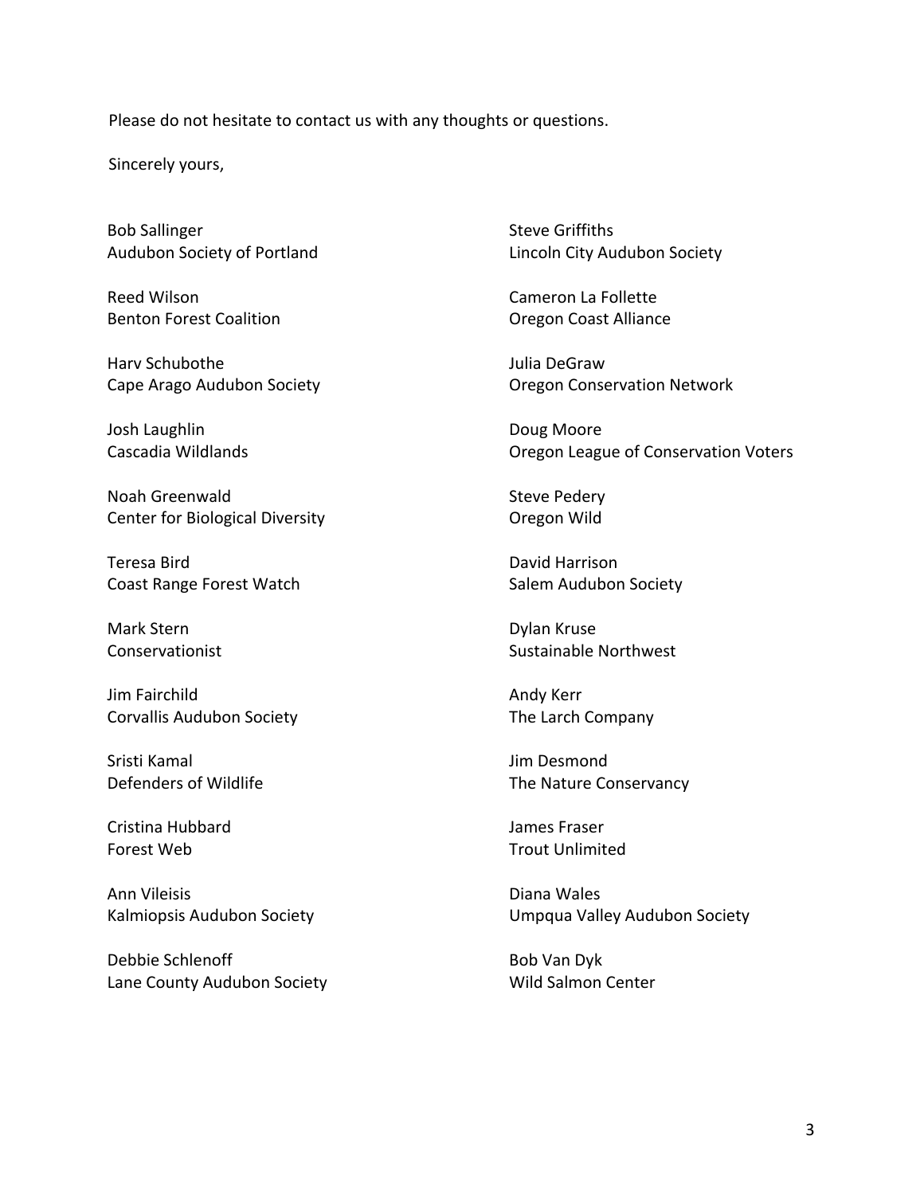Please do not hesitate to contact us with any thoughts or questions.

Sincerely yours,

Bob Sallinger
Audubon Society of Portland

Reed Wilson
Benton Forest Coalition

Harv Schubothe
Cape Arago Audubon Society

Josh Laughlin
Cascadia Wildlands

Noah Greenwald
Center for Biological Diversity

Teresa Bird
Coast Range Forest Watch

Mark Stern
Conservationist

Jim Fairchild
Corvallis Audubon Society

Sristi Kamal
Defenders of Wildlife

Cristina Hubbard
Forest Web

Ann Vileisis
Kalmiopsis Audubon Society

Debbie Schlenoff
Lane County Audubon Society

Steve Griffiths
Lincoln City Audubon Society

Cameron La Follette
Oregon Coast Alliance

Julia DeGraw
Oregon Conservation Network

Doug Moore
Oregon League of Conservation Voters

Steve Pedery
Oregon Wild

David Harrison
Salem Audubon Society

Dylan Kruse
Sustainable Northwest

Andy Kerr
The Larch Company

Jim Desmond
The Nature Conservancy

James Fraser
Trout Unlimited

Diana Wales
Umpqua Valley Audubon Society

Bob Van Dyk
Wild Salmon Center